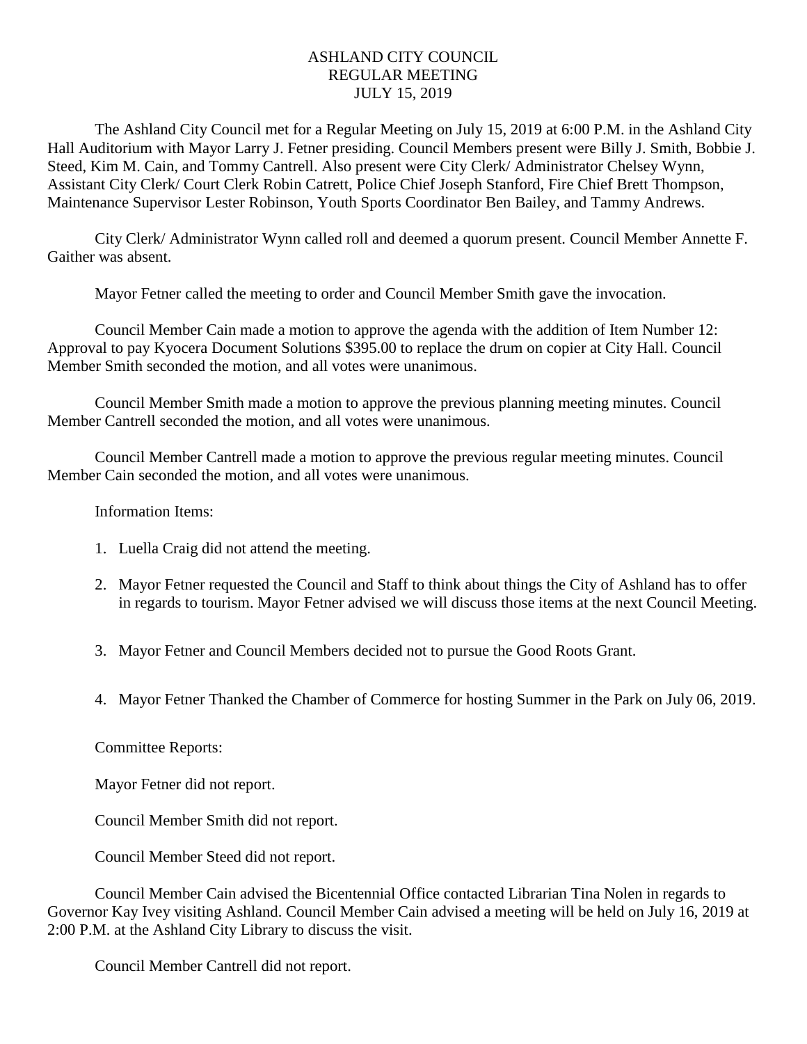# ASHLAND CITY COUNCIL
## REGULAR MEETING
## JULY 15, 2019

The Ashland City Council met for a Regular Meeting on July 15, 2019 at 6:00 P.M. in the Ashland City Hall Auditorium with Mayor Larry J. Fetner presiding. Council Members present were Billy J. Smith, Bobbie J. Steed, Kim M. Cain, and Tommy Cantrell. Also present were City Clerk/ Administrator Chelsey Wynn, Assistant City Clerk/ Court Clerk Robin Catrett, Police Chief Joseph Stanford, Fire Chief Brett Thompson, Maintenance Supervisor Lester Robinson, Youth Sports Coordinator Ben Bailey, and Tammy Andrews.

City Clerk/ Administrator Wynn called roll and deemed a quorum present. Council Member Annette F. Gaither was absent.

Mayor Fetner called the meeting to order and Council Member Smith gave the invocation.

Council Member Cain made a motion to approve the agenda with the addition of Item Number 12: Approval to pay Kyocera Document Solutions $395.00 to replace the drum on copier at City Hall. Council Member Smith seconded the motion, and all votes were unanimous.

Council Member Smith made a motion to approve the previous planning meeting minutes. Council Member Cantrell seconded the motion, and all votes were unanimous.

Council Member Cantrell made a motion to approve the previous regular meeting minutes. Council Member Cain seconded the motion, and all votes were unanimous.

Information Items:

1. Luella Craig did not attend the meeting.
2. Mayor Fetner requested the Council and Staff to think about things the City of Ashland has to offer in regards to tourism. Mayor Fetner advised we will discuss those items at the next Council Meeting.
3. Mayor Fetner and Council Members decided not to pursue the Good Roots Grant.
4. Mayor Fetner Thanked the Chamber of Commerce for hosting Summer in the Park on July 06, 2019.

Committee Reports:

Mayor Fetner did not report.

Council Member Smith did not report.

Council Member Steed did not report.

Council Member Cain advised the Bicentennial Office contacted Librarian Tina Nolen in regards to Governor Kay Ivey visiting Ashland. Council Member Cain advised a meeting will be held on July 16, 2019 at 2:00 P.M. at the Ashland City Library to discuss the visit.

Council Member Cantrell did not report.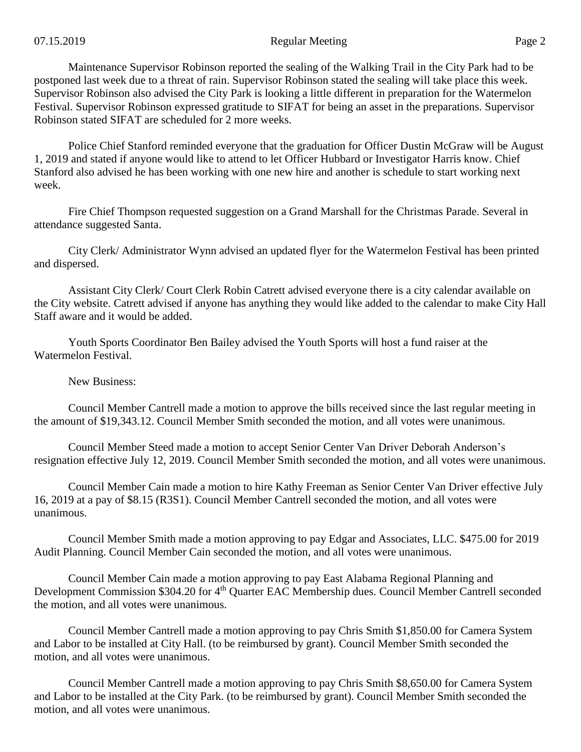Maintenance Supervisor Robinson reported the sealing of the Walking Trail in the City Park had to be postponed last week due to a threat of rain. Supervisor Robinson stated the sealing will take place this week. Supervisor Robinson also advised the City Park is looking a little different in preparation for the Watermelon Festival. Supervisor Robinson expressed gratitude to SIFAT for being an asset in the preparations. Supervisor Robinson stated SIFAT are scheduled for 2 more weeks.

Police Chief Stanford reminded everyone that the graduation for Officer Dustin McGraw will be August 1, 2019 and stated if anyone would like to attend to let Officer Hubbard or Investigator Harris know. Chief Stanford also advised he has been working with one new hire and another is schedule to start working next week.

Fire Chief Thompson requested suggestion on a Grand Marshall for the Christmas Parade. Several in attendance suggested Santa.

City Clerk/ Administrator Wynn advised an updated flyer for the Watermelon Festival has been printed and dispersed.

Assistant City Clerk/ Court Clerk Robin Catrett advised everyone there is a city calendar available on the City website. Catrett advised if anyone has anything they would like added to the calendar to make City Hall Staff aware and it would be added.

Youth Sports Coordinator Ben Bailey advised the Youth Sports will host a fund raiser at the Watermelon Festival.

New Business:

Council Member Cantrell made a motion to approve the bills received since the last regular meeting in the amount of $19,343.12. Council Member Smith seconded the motion, and all votes were unanimous.

Council Member Steed made a motion to accept Senior Center Van Driver Deborah Anderson's resignation effective July 12, 2019. Council Member Smith seconded the motion, and all votes were unanimous.

Council Member Cain made a motion to hire Kathy Freeman as Senior Center Van Driver effective July 16, 2019 at a pay of $8.15 (R3S1). Council Member Cantrell seconded the motion, and all votes were unanimous.

Council Member Smith made a motion approving to pay Edgar and Associates, LLC. $475.00 for 2019 Audit Planning. Council Member Cain seconded the motion, and all votes were unanimous.

Council Member Cain made a motion approving to pay East Alabama Regional Planning and Development Commission $304.20 for 4th Quarter EAC Membership dues. Council Member Cantrell seconded the motion, and all votes were unanimous.

Council Member Cantrell made a motion approving to pay Chris Smith $1,850.00 for Camera System and Labor to be installed at City Hall. (to be reimbursed by grant). Council Member Smith seconded the motion, and all votes were unanimous.

Council Member Cantrell made a motion approving to pay Chris Smith $8,650.00 for Camera System and Labor to be installed at the City Park. (to be reimbursed by grant). Council Member Smith seconded the motion, and all votes were unanimous.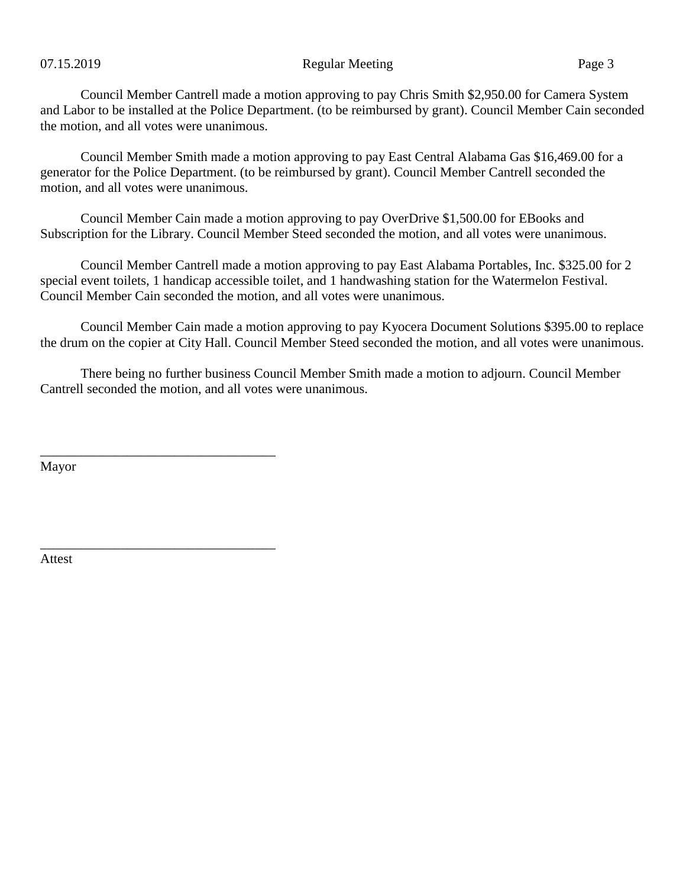Council Member Cantrell made a motion approving to pay Chris Smith $2,950.00 for Camera System and Labor to be installed at the Police Department. (to be reimbursed by grant). Council Member Cain seconded the motion, and all votes were unanimous.

Council Member Smith made a motion approving to pay East Central Alabama Gas $16,469.00 for a generator for the Police Department. (to be reimbursed by grant). Council Member Cantrell seconded the motion, and all votes were unanimous.

Council Member Cain made a motion approving to pay OverDrive $1,500.00 for EBooks and Subscription for the Library. Council Member Steed seconded the motion, and all votes were unanimous.

Council Member Cantrell made a motion approving to pay East Alabama Portables, Inc. $325.00 for 2 special event toilets, 1 handicap accessible toilet, and 1 handwashing station for the Watermelon Festival. Council Member Cain seconded the motion, and all votes were unanimous.

Council Member Cain made a motion approving to pay Kyocera Document Solutions $395.00 to replace the drum on the copier at City Hall. Council Member Steed seconded the motion, and all votes were unanimous.

There being no further business Council Member Smith made a motion to adjourn. Council Member Cantrell seconded the motion, and all votes were unanimous.

___________________________________
Mayor

___________________________________
Attest